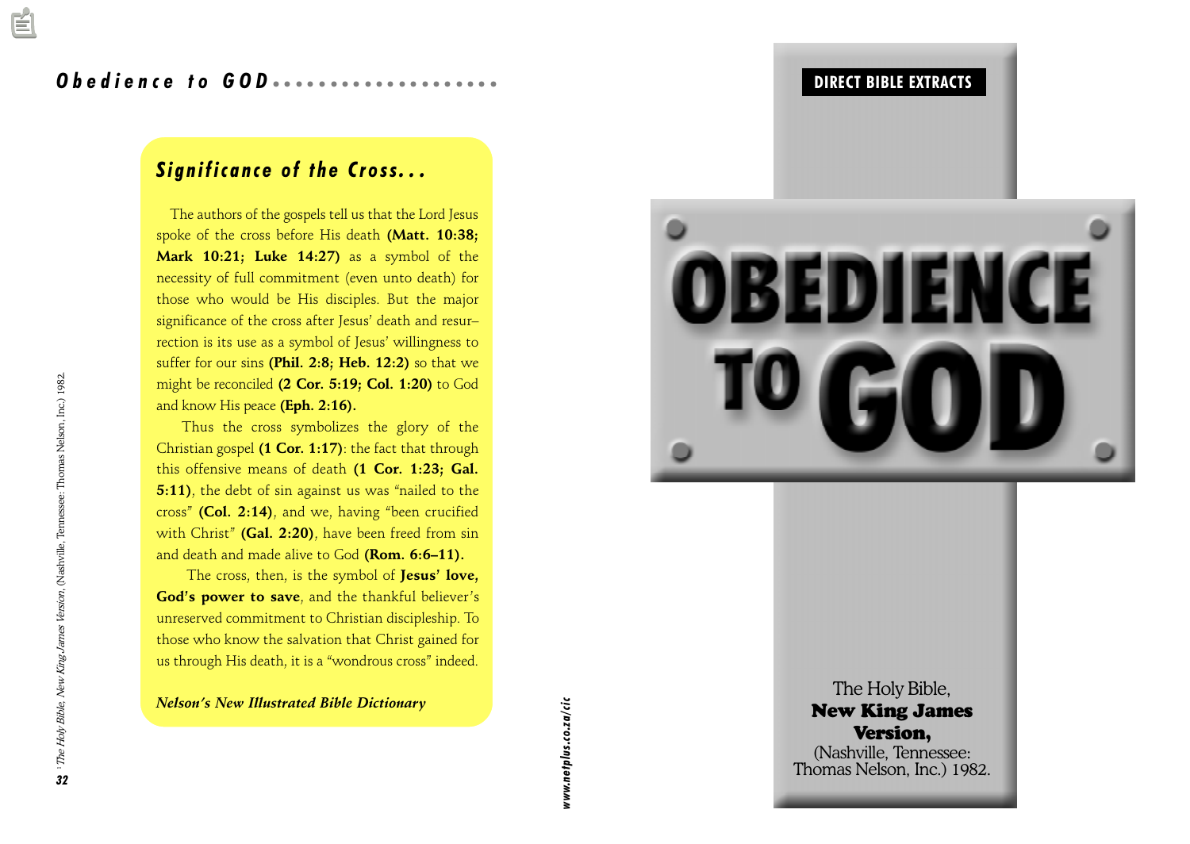## Obedience to GOD

### Significance of the Cross...

The authors of the gospels tell us that the Lord Jesus spoke of the cross before His death **(Matt. 10:38; Mark 10:21; Luke 14:27)** as a symbol of the necessity of full commitment (even unto death) for those who would be His disciples. But the major significance of the cross after Jesus' death and resurrection is its use as a symbol of Jesus' willingness to suffer for our sins **(Phil. 2:8; Heb. 12:2)** so that we might be reconciled **(2 Cor. 5:19; Col. 1:20)** to God and know His peace **(Eph. 2:16).**

Thus the cross symbolizes the glory of the Christian gospel **(1 Cor. 1:17)**: the fact that through this offensive means of death **(1 Cor. 1:23; Gal. 5:11)**, the debt of sin against us was "nailed to the cross" **(Col. 2:14)**, and we, having "been crucified with Christ" **(Gal. 2:20)**, have been freed from sin and death and made alive to God **(Rom. 6:6–11).**

The cross, then, is the symbol of **Jesus' love, God's power to save**, and the thankful believer's unreserved commitment to Christian discipleship. To those who know the salvation that Christ gained for us through His death, it is a "wondrous cross" indeed.

***Nelson's New Illustrated Bible Dictionary***

[1] *The Holy Bible, New King James Version*, (Nashville, Tennessee: Thomas Nelson, Inc.) 1982.

*www.netplus.co.za/cic*

**DIRECT BIBLE EXTRACTS**

# OBEDIENCE TO GOD

The Holy Bible,
**New King James Version,**
(Nashville, Tennessee:
Thomas Nelson, Inc.) 1982.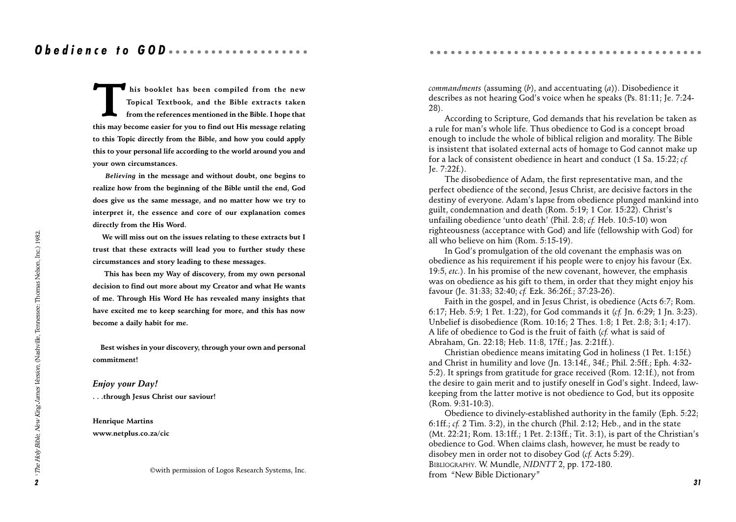# Obedience to GOD

**This booklet has been compiled from the new Topical Textbook, and the Bible extracts taken from the references mentioned in the Bible. I hope that this may become easier for you to find out His message relating to this Topic directly from the Bible, and how you could apply this to your personal life according to the world around you and your own circumstances.**

***Believing*** **in the message and without doubt, one begins to realize how from the beginning of the Bible until the end, God does give us the same message, and no matter how we try to interpret it, the essence and core of our explanation comes directly from the His Word.**

**We will miss out on the issues relating to these extracts but I trust that these extracts will lead you to further study these circumstances and story leading to these messages.**

**This has been my Way of discovery, from my own personal decision to find out more about my Creator and what He wants of me. Through His Word He has revealed many insights that have excited me to keep searching for more, and this has now become a daily habit for me.**

**Best wishes in your discovery, through your own and personal commitment!**

***Enjoy your Day!***

**. . .through Jesus Christ our saviour!**

**Henrique Martins**
**www.netplus.co.za/cic**

©with permission of Logos Research Systems, Inc.

[1] *The Holy Bible, New King James Version*, (Nashville, Tennessee: Thomas Nelson, Inc.) 1982.

*commandments* (assuming (*b*), and accentuating (*a*)). Disobedience it describes as not hearing God's voice when he speaks (Ps. 81:11; Je. 7:24-28).

According to Scripture, God demands that his revelation be taken as a rule for man's whole life. Thus obedience to God is a concept broad enough to include the whole of biblical religion and morality. The Bible is insistent that isolated external acts of homage to God cannot make up for a lack of consistent obedience in heart and conduct (1 Sa. 15:22; *cf.* Je. 7:22f.).

The disobedience of Adam, the first representative man, and the perfect obedience of the second, Jesus Christ, are decisive factors in the destiny of everyone. Adam's lapse from obedience plunged mankind into guilt, condemnation and death (Rom. 5:19; 1 Cor. 15:22). Christ's unfailing obedience 'unto death' (Phil. 2:8; *cf.* Heb. 10:5-10) won righteousness (acceptance with God) and life (fellowship with God) for all who believe on him (Rom. 5:15-19).

In God's promulgation of the old covenant the emphasis was on obedience as his requirement if his people were to enjoy his favour (Ex. 19:5, *etc.*). In his promise of the new covenant, however, the emphasis was on obedience as his gift to them, in order that they might enjoy his favour (Je. 31:33; 32:40; *cf.* Ezk. 36:26f.; 37:23-26).

Faith in the gospel, and in Jesus Christ, is obedience (Acts 6:7; Rom. 6:17; Heb. 5:9; 1 Pet. 1:22), for God commands it (*cf.* Jn. 6:29; 1 Jn. 3:23). Unbelief is disobedience (Rom. 10:16; 2 Thes. 1:8; 1 Pet. 2:8; 3:1; 4:17). A life of obedience to God is the fruit of faith (*cf.* what is said of Abraham, Gn. 22:18; Heb. 11:8, 17ff.; Jas. 2:21ff.).

Christian obedience means imitating God in holiness (1 Pet. 1:15f.) and Christ in humility and love (Jn. 13:14f., 34f.; Phil. 2:5ff.; Eph. 4:32-5:2). It springs from gratitude for grace received (Rom. 12:1f.), not from the desire to gain merit and to justify oneself in God's sight. Indeed, law-keeping from the latter motive is not obedience to God, but its opposite (Rom. 9:31-10:3).

Obedience to divinely-established authority in the family (Eph. 5:22; 6:1ff.; *cf.* 2 Tim. 3:2), in the church (Phil. 2:12; Heb., and in the state (Mt. 22:21; Rom. 13:1ff.; 1 Pet. 2:13ff.; Tit. 3:1), is part of the Christian's obedience to God. When claims clash, however, he must be ready to disobey men in order not to disobey God (*cf.* Acts 5:29).

BIBLIOGRAPHY. W. Mundle, *NIDNTT* 2, pp. 172-180.
from "New Bible Dictionary"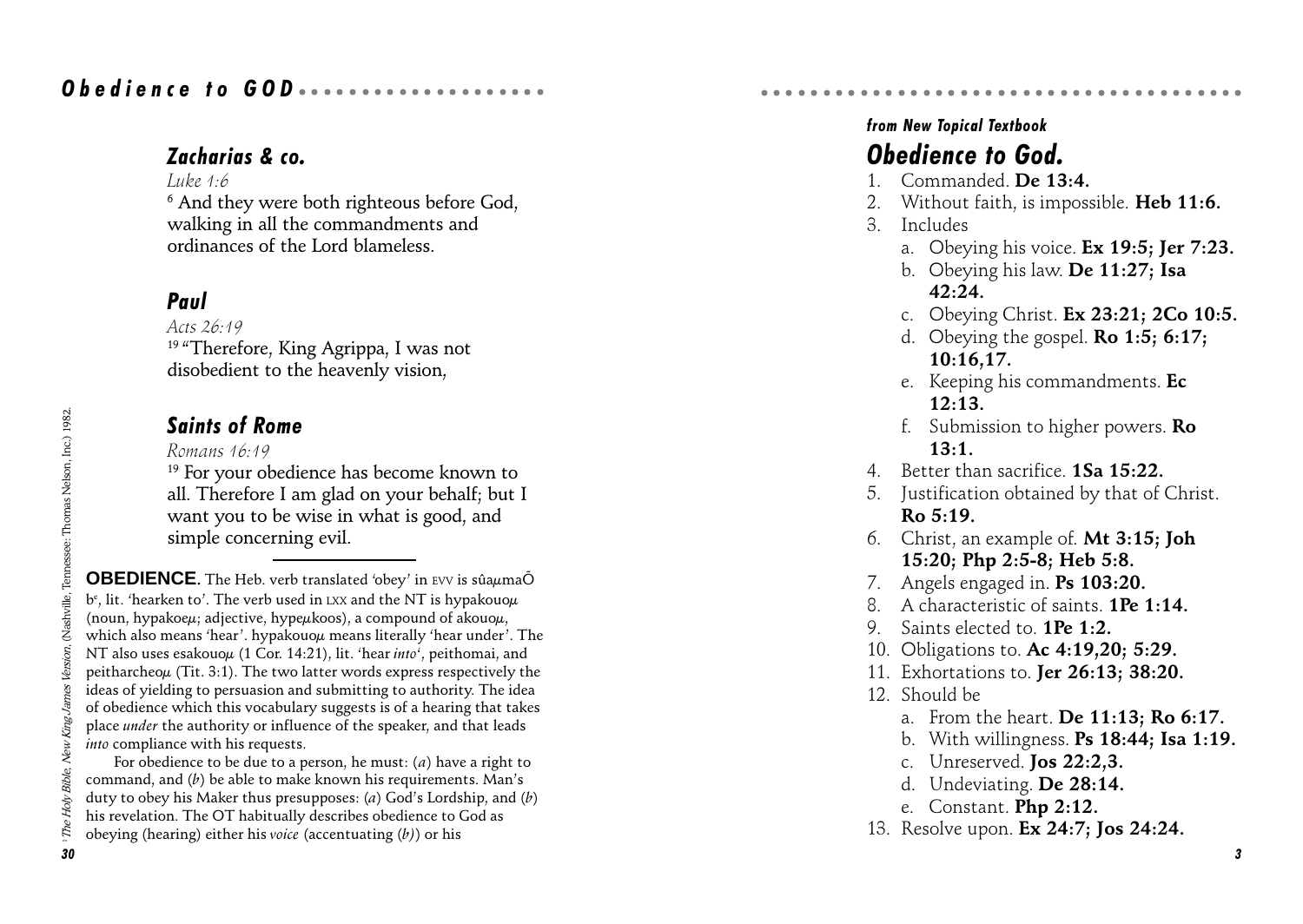### Zacharias & co.

*Luke 1:6*

[6] And they were both righteous before God, walking in all the commandments and ordinances of the Lord blameless.

### Paul

*Acts 26:19*

[19] "Therefore, King Agrippa, I was not disobedient to the heavenly vision,

### Saints of Rome

*Romans 16:19*

[19] For your obedience has become known to all. Therefore I am glad on your behalf; but I want you to be wise in what is good, and simple concerning evil.

---

**OBEDIENCE.** The Heb. verb translated 'obey' in EVV is sûaµmaÕ bᵉ, lit. 'hearken to'. The verb used in LXX and the NT is hypakouoµ (noun, hypakoeµ; adjective, hypeµkoos), a compound of akouoµ, which also means 'hear'. hypakouoµ means literally 'hear under'. The NT also uses esakouoµ (1 Cor. 14:21), lit. 'hear *into*', peithomai, and peitharcheoµ (Tit. 3:1). The two latter words express respectively the ideas of yielding to persuasion and submitting to authority. The idea of obedience which this vocabulary suggests is of a hearing that takes place *under* the authority or influence of the speaker, and that leads *into* compliance with his requests.

For obedience to be due to a person, he must: (*a*) have a right to command, and (*b*) be able to make known his requirements. Man's duty to obey his Maker thus presupposes: (*a*) God's Lordship, and (*b*) his revelation. The OT habitually describes obedience to God as obeying (hearing) either his *voice* (accentuating (*b*)) or his

[1] *The Holy Bible, New King James Version*, (Nashville, Tennessee: Thomas Nelson, Inc.) 1982.

***from New Topical Textbook***

## Obedience to God.

1. Commanded. **De 13:4.**
2. Without faith, is impossible. **Heb 11:6.**
3. Includes
   a. Obeying his voice. **Ex 19:5; Jer 7:23.**
   b. Obeying his law. **De 11:27; Isa 42:24.**
   c. Obeying Christ. **Ex 23:21; 2Co 10:5.**
   d. Obeying the gospel. **Ro 1:5; 6:17; 10:16,17.**
   e. Keeping his commandments. **Ec 12:13.**
   f. Submission to higher powers. **Ro 13:1.**
4. Better than sacrifice. **1Sa 15:22.**
5. Justification obtained by that of Christ. **Ro 5:19.**
6. Christ, an example of. **Mt 3:15; Joh 15:20; Php 2:5-8; Heb 5:8.**
7. Angels engaged in. **Ps 103:20.**
8. A characteristic of saints. **1Pe 1:14.**
9. Saints elected to. **1Pe 1:2.**
10. Obligations to. **Ac 4:19,20; 5:29.**
11. Exhortations to. **Jer 26:13; 38:20.**
12. Should be
    a. From the heart. **De 11:13; Ro 6:17.**
    b. With willingness. **Ps 18:44; Isa 1:19.**
    c. Unreserved. **Jos 22:2,3.**
    d. Undeviating. **De 28:14.**
    e. Constant. **Php 2:12.**
13. Resolve upon. **Ex 24:7; Jos 24:24.**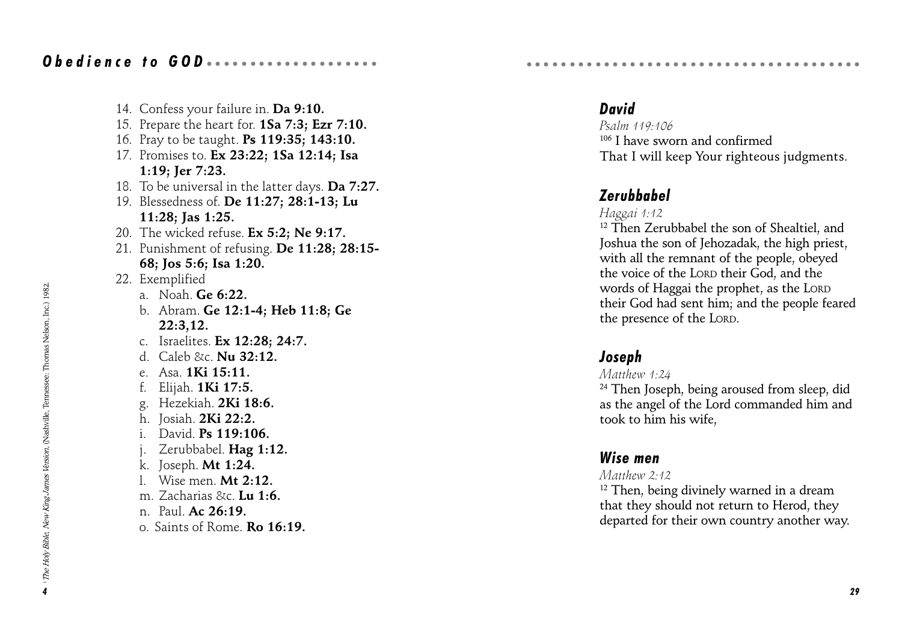14. Confess your failure in. **Da 9:10.**
15. Prepare the heart for. **1Sa 7:3; Ezr 7:10.**
16. Pray to be taught. **Ps 119:35; 143:10.**
17. Promises to. **Ex 23:22; 1Sa 12:14; Isa 1:19; Jer 7:23.**
18. To be universal in the latter days. **Da 7:27.**
19. Blessedness of. **De 11:27; 28:1-13; Lu 11:28; Jas 1:25.**
20. The wicked refuse. **Ex 5:2; Ne 9:17.**
21. Punishment of refusing. **De 11:28; 28:15-68; Jos 5:6; Isa 1:20.**
22. Exemplified
    a. Noah. **Ge 6:22.**
    b. Abram. **Ge 12:1-4; Heb 11:8; Ge 22:3,12.**
    c. Israelites. **Ex 12:28; 24:7.**
    d. Caleb &c. **Nu 32:12.**
    e. Asa. **1Ki 15:11.**
    f. Elijah. **1Ki 17:5.**
    g. Hezekiah. **2Ki 18:6.**
    h. Josiah. **2Ki 22:2.**
    i. David. **Ps 119:106.**
    j. Zerubbabel. **Hag 1:12.**
    k. Joseph. **Mt 1:24.**
    l. Wise men. **Mt 2:12.**
    m. Zacharias &c. **Lu 1:6.**
    n. Paul. **Ac 26:19.**
    o. Saints of Rome. **Ro 16:19.**

[1] *The Holy Bible, New King James Version*, (Nashville, Tennessee: Thomas Nelson, Inc.) 1982.

### David

*Psalm 119:106*

[106] I have sworn and confirmed
That I will keep Your righteous judgments.

### Zerubbabel

*Haggai 1:12*

[12] Then Zerubbabel the son of Shealtiel, and Joshua the son of Jehozadak, the high priest, with all the remnant of the people, obeyed the voice of the LORD their God, and the words of Haggai the prophet, as the LORD their God had sent him; and the people feared the presence of the LORD.

### Joseph

*Matthew 1:24*

[24] Then Joseph, being aroused from sleep, did as the angel of the Lord commanded him and took to him his wife,

### Wise men

*Matthew 2:12*

[12] Then, being divinely warned in a dream that they should not return to Herod, they departed for their own country another way.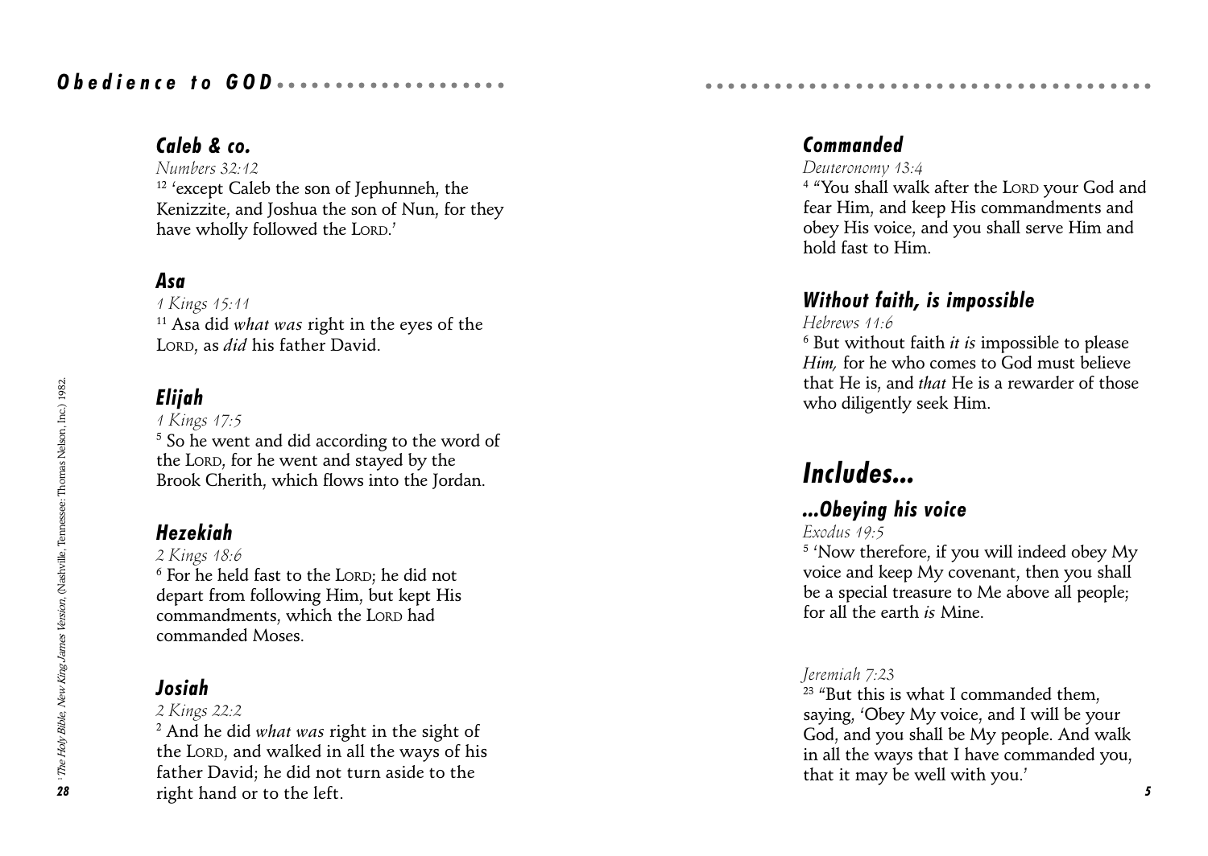## Caleb & co.

*Numbers 32:12*

[12] 'except Caleb the son of Jephunneh, the Kenizzite, and Joshua the son of Nun, for they have wholly followed the LORD.'

## Asa

*1 Kings 15:11*

[11] Asa did *what was* right in the eyes of the LORD, as *did* his father David.

## Elijah

*1 Kings 17:5*

[5] So he went and did according to the word of the LORD, for he went and stayed by the Brook Cherith, which flows into the Jordan.

## Hezekiah

*2 Kings 18:6*

[6] For he held fast to the LORD; he did not depart from following Him, but kept His commandments, which the LORD had commanded Moses.

## Josiah

*2 Kings 22:2*

[2] And he did *what was* right in the sight of the LORD, and walked in all the ways of his father David; he did not turn aside to the right hand or to the left.

[1] *The Holy Bible, New King James Version*, (Nashville, Tennessee: Thomas Nelson, Inc.) 1982.

## Commanded

*Deuteronomy 13:4*

[4] "You shall walk after the LORD your God and fear Him, and keep His commandments and obey His voice, and you shall serve Him and hold fast to Him.

## Without faith, is impossible

*Hebrews 11:6*

[6] But without faith *it is* impossible to please *Him,* for he who comes to God must believe that He is, and *that* He is a rewarder of those who diligently seek Him.

# Includes...

## ...Obeying his voice

*Exodus 19:5*

[5] 'Now therefore, if you will indeed obey My voice and keep My covenant, then you shall be a special treasure to Me above all people; for all the earth *is* Mine.

*Jeremiah 7:23*

[23] "But this is what I commanded them, saying, 'Obey My voice, and I will be your God, and you shall be My people. And walk in all the ways that I have commanded you, that it may be well with you.'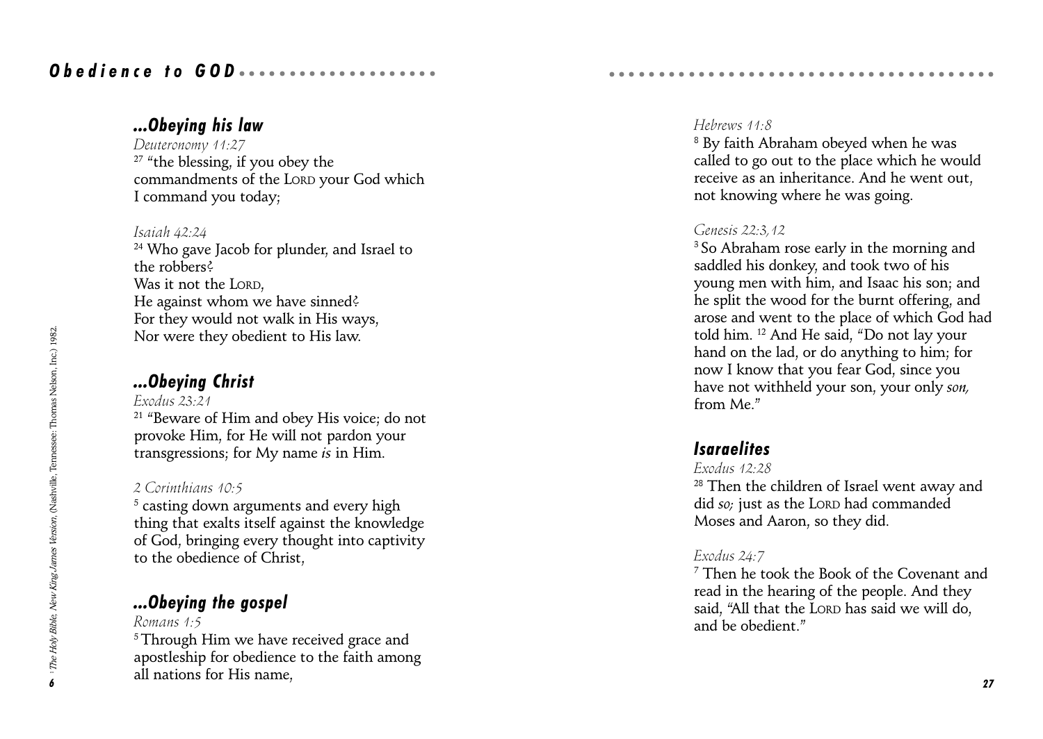## ...Obeying his law

*Deuteronomy 11:27*

27 "the blessing, if you obey the commandments of the LORD your God which I command you today;

*Isaiah 42:24*

24 Who gave Jacob for plunder, and Israel to the robbers?
Was it not the LORD,
He against whom we have sinned?
For they would not walk in His ways,
Nor were they obedient to His law.

## ...Obeying Christ

*Exodus 23:21*

21 "Beware of Him and obey His voice; do not provoke Him, for He will not pardon your transgressions; for My name *is* in Him.

*2 Corinthians 10:5*

5 casting down arguments and every high thing that exalts itself against the knowledge of God, bringing every thought into captivity to the obedience of Christ,

## ...Obeying the gospel

*Romans 1:5*

5 Through Him we have received grace and apostleship for obedience to the faith among all nations for His name,

*Hebrews 11:8*

8 By faith Abraham obeyed when he was called to go out to the place which he would receive as an inheritance. And he went out, not knowing where he was going.

*Genesis 22:3,12*

3 So Abraham rose early in the morning and saddled his donkey, and took two of his young men with him, and Isaac his son; and he split the wood for the burnt offering, and arose and went to the place of which God had told him. 12 And He said, "Do not lay your hand on the lad, or do anything to him; for now I know that you fear God, since you have not withheld your son, your only *son,* from Me."

## Isaraelites

*Exodus 12:28*

28 Then the children of Israel went away and did *so;* just as the LORD had commanded Moses and Aaron, so they did.

*Exodus 24:7*

7 Then he took the Book of the Covenant and read in the hearing of the people. And they said, "All that the LORD has said we will do, and be obedient."

[1] *The Holy Bible, New King James Version*, (Nashville, Tennessee: Thomas Nelson, Inc.) 1982.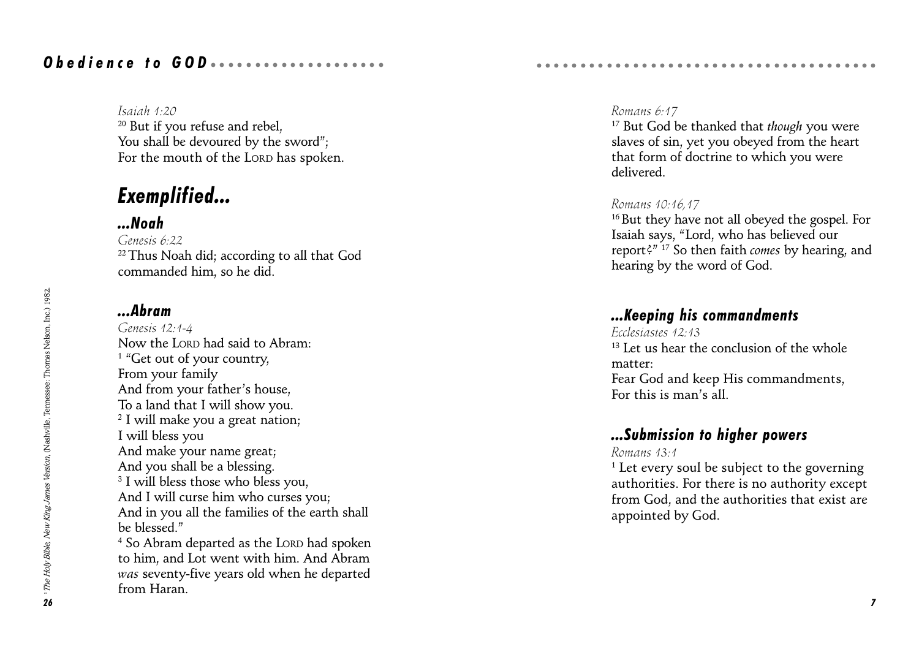*Isaiah 1:20*
[20] But if you refuse and rebel,
You shall be devoured by the sword";
For the mouth of the LORD has spoken.

## *Exemplified...*

### *...Noah*

*Genesis 6:22*
[22] Thus Noah did; according to all that God commanded him, so he did.

### *...Abram*

*Genesis 12:1-4*
Now the LORD had said to Abram:
[1] "Get out of your country,
From your family
And from your father's house,
To a land that I will show you.
[2] I will make you a great nation;
I will bless you
And make your name great;
And you shall be a blessing.
[3] I will bless those who bless you,
And I will curse him who curses you;
And in you all the families of the earth shall be blessed."
[4] So Abram departed as the LORD had spoken to him, and Lot went with him. And Abram *was* seventy-five years old when he departed from Haran.

*Romans 6:17*
[17] But God be thanked that *though* you were slaves of sin, yet you obeyed from the heart that form of doctrine to which you were delivered.

*Romans 10:16,17*
[16] But they have not all obeyed the gospel. For Isaiah says, "Lord, who has believed our report?" [17] So then faith *comes* by hearing, and hearing by the word of God.

### *...Keeping his commandments*

*Ecclesiastes 12:13*
[13] Let us hear the conclusion of the whole matter:
Fear God and keep His commandments,
For this is man's all.

### *...Submission to higher powers*

*Romans 13:1*
[1] Let every soul be subject to the governing authorities. For there is no authority except from God, and the authorities that exist are appointed by God.

[1] *The Holy Bible, New King James Version*, (Nashville, Tennessee: Thomas Nelson, Inc.) 1982.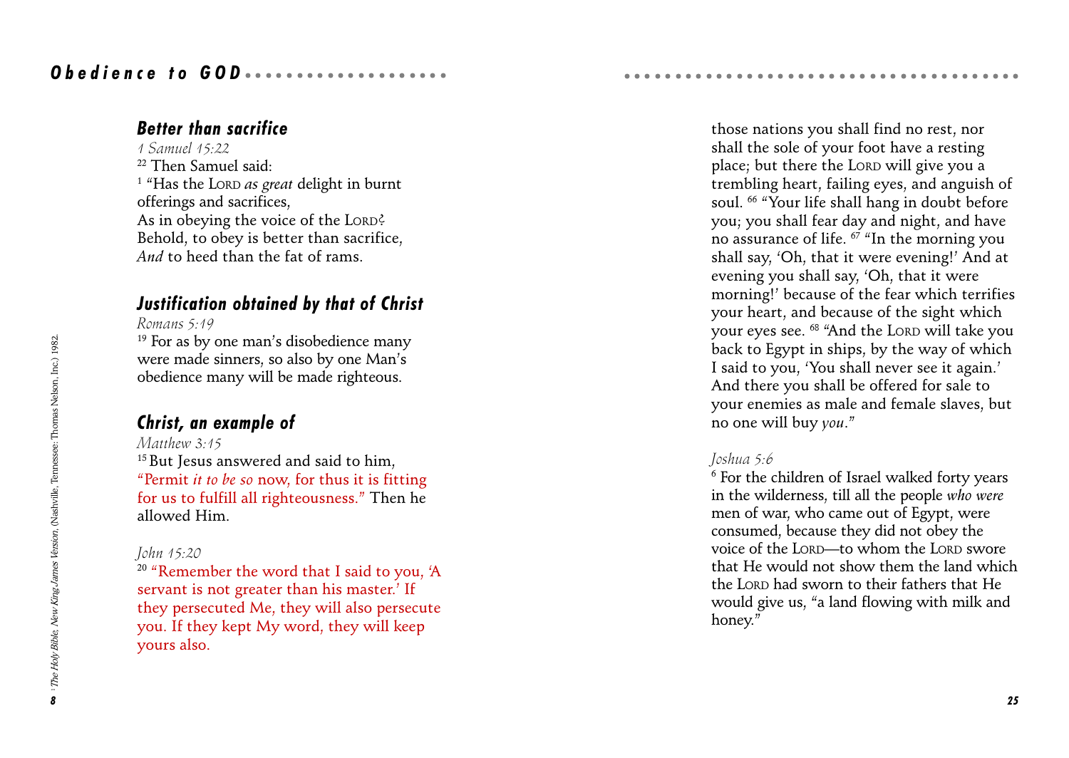## Better than sacrifice

*1 Samuel 15:22*

22 Then Samuel said:
[1] "Has the LORD *as great* delight in burnt offerings and sacrifices,
As in obeying the voice of the LORD?
Behold, to obey is better than sacrifice,
*And* to heed than the fat of rams.

## Justification obtained by that of Christ

*Romans 5:19*

19 For as by one man's disobedience many were made sinners, so also by one Man's obedience many will be made righteous.

## Christ, an example of

*Matthew 3:15*

15 But Jesus answered and said to him, "Permit *it to be so* now, for thus it is fitting for us to fulfill all righteousness." Then he allowed Him.

*John 15:20*

20 "Remember the word that I said to you, 'A servant is not greater than his master.' If they persecuted Me, they will also persecute you. If they kept My word, they will keep yours also.

[1] *The Holy Bible, New King James Version*, (Nashville, Tennessee: Thomas Nelson, Inc.) 1982.

those nations you shall find no rest, nor shall the sole of your foot have a resting place; but there the LORD will give you a trembling heart, failing eyes, and anguish of soul. 66 "Your life shall hang in doubt before you; you shall fear day and night, and have no assurance of life. 67 "In the morning you shall say, 'Oh, that it were evening!' And at evening you shall say, 'Oh, that it were morning!' because of the fear which terrifies your heart, and because of the sight which your eyes see. 68 "And the LORD will take you back to Egypt in ships, by the way of which I said to you, 'You shall never see it again.' And there you shall be offered for sale to your enemies as male and female slaves, but no one will buy *you*."

*Joshua 5:6*

6 For the children of Israel walked forty years in the wilderness, till all the people *who were* men of war, who came out of Egypt, were consumed, because they did not obey the voice of the LORD—to whom the LORD swore that He would not show them the land which the LORD had sworn to their fathers that He would give us, "a land flowing with milk and honey."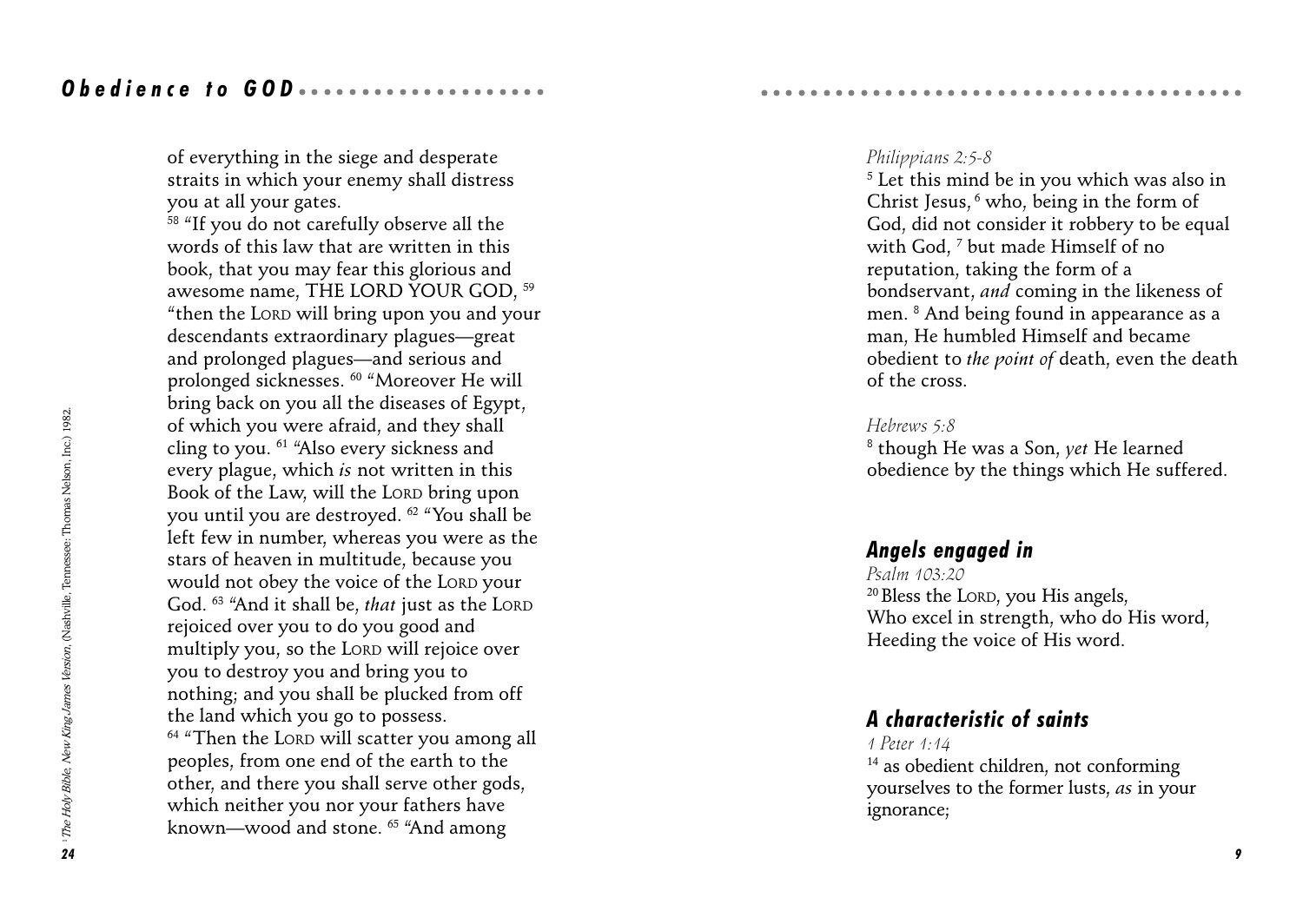of everything in the siege and desperate straits in which your enemy shall distress you at all your gates.

[58] "If you do not carefully observe all the words of this law that are written in this book, that you may fear this glorious and awesome name, THE LORD YOUR GOD, [59] "then the LORD will bring upon you and your descendants extraordinary plagues—great and prolonged plagues—and serious and prolonged sicknesses. [60] "Moreover He will bring back on you all the diseases of Egypt, of which you were afraid, and they shall cling to you. [61] "Also every sickness and every plague, which *is* not written in this Book of the Law, will the LORD bring upon you until you are destroyed. [62] "You shall be left few in number, whereas you were as the stars of heaven in multitude, because you would not obey the voice of the LORD your God. [63] "And it shall be, *that* just as the LORD rejoiced over you to do you good and multiply you, so the LORD will rejoice over you to destroy you and bring you to nothing; and you shall be plucked from off the land which you go to possess.

[64] "Then the LORD will scatter you among all peoples, from one end of the earth to the other, and there you shall serve other gods, which neither you nor your fathers have known—wood and stone. [65] "And among

[1] *The Holy Bible, New King James Version*, (Nashville, Tennessee: Thomas Nelson, Inc.) 1982.

*Philippians 2:5-8*

[5] Let this mind be in you which was also in Christ Jesus, [6] who, being in the form of God, did not consider it robbery to be equal with God, [7] but made Himself of no reputation, taking the form of a bondservant, *and* coming in the likeness of men. [8] And being found in appearance as a man, He humbled Himself and became obedient to *the point of* death, even the death of the cross.

*Hebrews 5:8*

[8] though He was a Son, *yet* He learned obedience by the things which He suffered.

## Angels engaged in

*Psalm 103:20*

[20] Bless the LORD, you His angels,
Who excel in strength, who do His word,
Heeding the voice of His word.

## A characteristic of saints

*1 Peter 1:14*

[14] as obedient children, not conforming yourselves to the former lusts, *as* in your ignorance;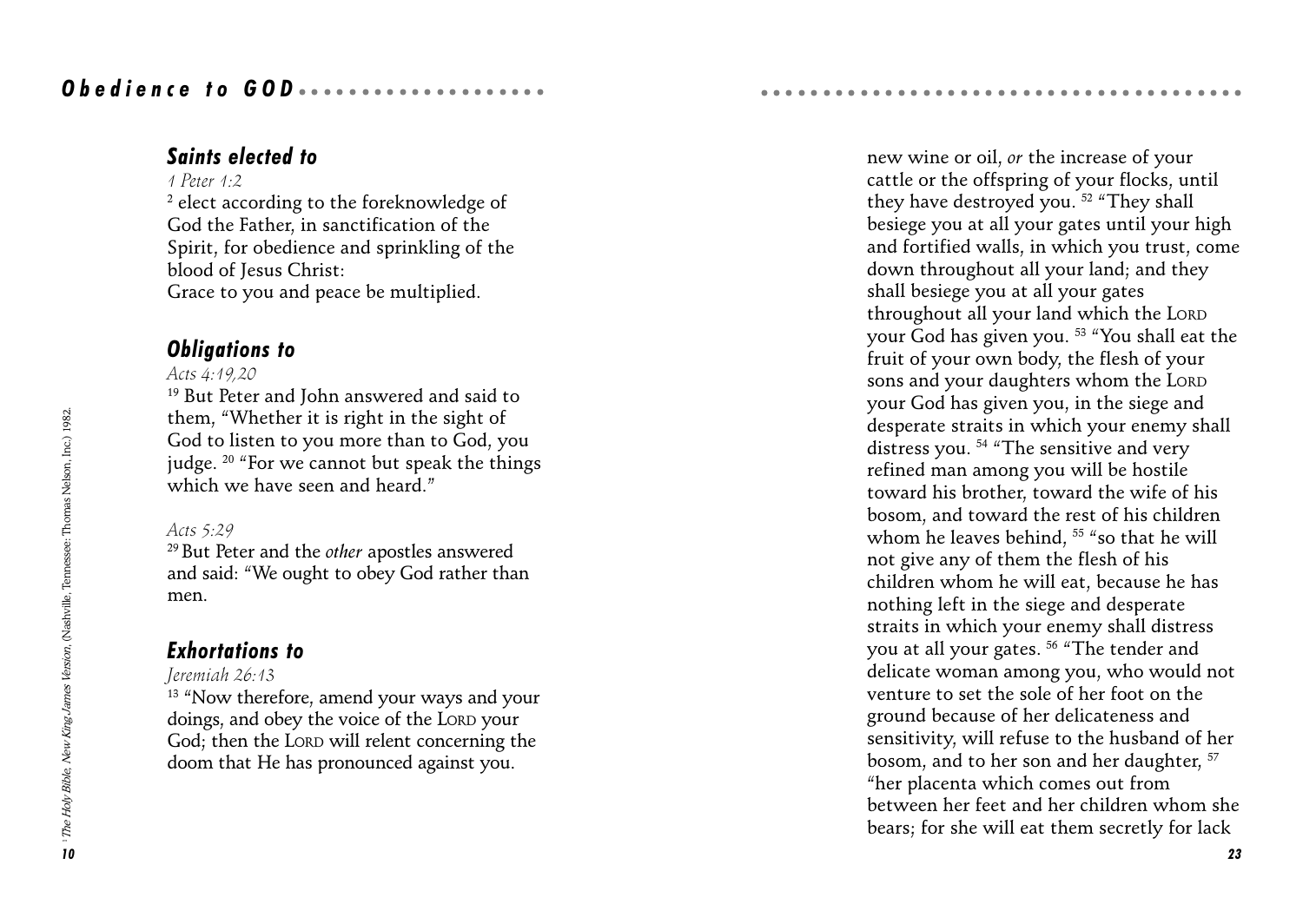## Saints elected to

*1 Peter 1:2*

[2] elect according to the foreknowledge of God the Father, in sanctification of the Spirit, for obedience and sprinkling of the blood of Jesus Christ:
Grace to you and peace be multiplied.

## Obligations to

*Acts 4:19,20*

[19] But Peter and John answered and said to them, "Whether it is right in the sight of God to listen to you more than to God, you judge. [20] "For we cannot but speak the things which we have seen and heard."

*Acts 5:29*

[29] But Peter and the *other* apostles answered and said: "We ought to obey God rather than men.

## Exhortations to

*Jeremiah 26:13*

[13] "Now therefore, amend your ways and your doings, and obey the voice of the LORD your God; then the LORD will relent concerning the doom that He has pronounced against you.

[1] *The Holy Bible, New King James Version*, (Nashville, Tennessee: Thomas Nelson, Inc.) 1982.

new wine or oil, *or* the increase of your cattle or the offspring of your flocks, until they have destroyed you. [52] "They shall besiege you at all your gates until your high and fortified walls, in which you trust, come down throughout all your land; and they shall besiege you at all your gates throughout all your land which the LORD your God has given you. [53] "You shall eat the fruit of your own body, the flesh of your sons and your daughters whom the LORD your God has given you, in the siege and desperate straits in which your enemy shall distress you. [54] "The sensitive and very refined man among you will be hostile toward his brother, toward the wife of his bosom, and toward the rest of his children whom he leaves behind, [55] "so that he will not give any of them the flesh of his children whom he will eat, because he has nothing left in the siege and desperate straits in which your enemy shall distress you at all your gates. [56] "The tender and delicate woman among you, who would not venture to set the sole of her foot on the ground because of her delicateness and sensitivity, will refuse to the husband of her bosom, and to her son and her daughter, [57] "her placenta which comes out from between her feet and her children whom she bears; for she will eat them secretly for lack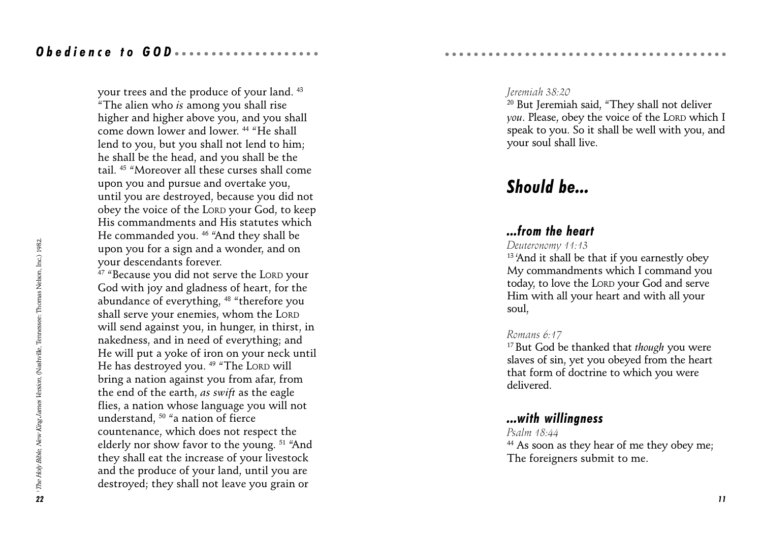your trees and the produce of your land. [43] "The alien who *is* among you shall rise higher and higher above you, and you shall come down lower and lower. [44] "He shall lend to you, but you shall not lend to him; he shall be the head, and you shall be the tail. [45] "Moreover all these curses shall come upon you and pursue and overtake you, until you are destroyed, because you did not obey the voice of the LORD your God, to keep His commandments and His statutes which He commanded you. [46] "And they shall be upon you for a sign and a wonder, and on your descendants forever.

[47] "Because you did not serve the LORD your God with joy and gladness of heart, for the abundance of everything, [48] "therefore you shall serve your enemies, whom the LORD will send against you, in hunger, in thirst, in nakedness, and in need of everything; and He will put a yoke of iron on your neck until He has destroyed you. [49] "The LORD will bring a nation against you from afar, from the end of the earth, *as swift* as the eagle flies, a nation whose language you will not understand, [50] "a nation of fierce countenance, which does not respect the elderly nor show favor to the young. [51] "And they shall eat the increase of your livestock and the produce of your land, until you are destroyed; they shall not leave you grain or

[1] *The Holy Bible, New King James Version*, (Nashville, Tennessee: Thomas Nelson, Inc.) 1982.

*Jeremiah 38:20*

[20] But Jeremiah said, "They shall not deliver *you*. Please, obey the voice of the LORD which I speak to you. So it shall be well with you, and your soul shall live.

## Should be...

### ...from the heart

*Deuteronomy 11:13*

[13] 'And it shall be that if you earnestly obey My commandments which I command you today, to love the LORD your God and serve Him with all your heart and with all your soul,

*Romans 6:17*

[17] But God be thanked that *though* you were slaves of sin, yet you obeyed from the heart that form of doctrine to which you were delivered.

### ...with willingness

*Psalm 18:44*

[44] As soon as they hear of me they obey me;
The foreigners submit to me.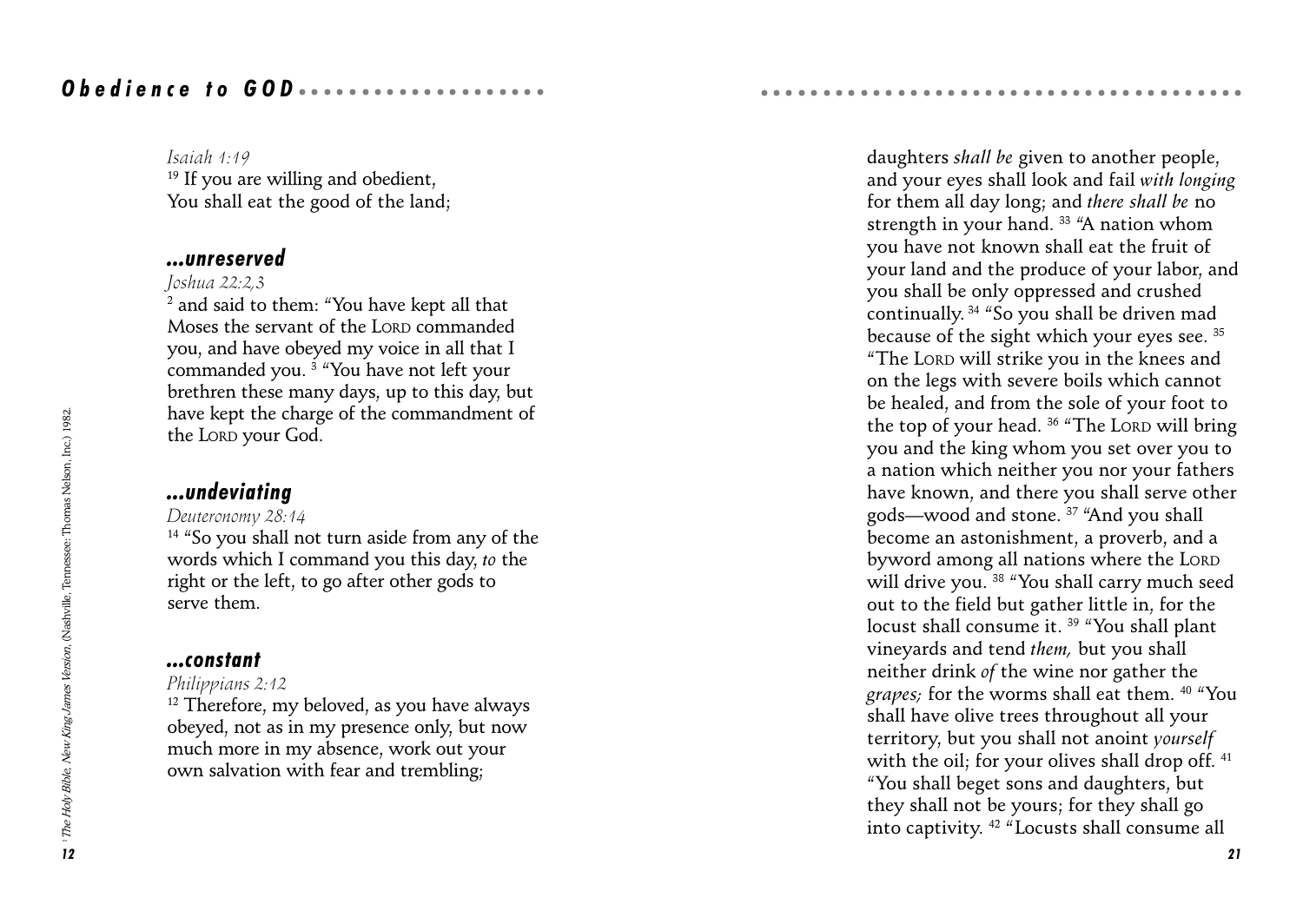*Isaiah 1:19*
[19] If you are willing and obedient,
You shall eat the good of the land;

### ...unreserved

*Joshua 22:2,3*
[2] and said to them: "You have kept all that Moses the servant of the LORD commanded you, and have obeyed my voice in all that I commanded you. [3] "You have not left your brethren these many days, up to this day, but have kept the charge of the commandment of the LORD your God.

### ...undeviating

*Deuteronomy 28:14*
[14] "So you shall not turn aside from any of the words which I command you this day, *to* the right or the left, to go after other gods to serve them.

### ...constant

*Philippians 2:12*
[12] Therefore, my beloved, as you have always obeyed, not as in my presence only, but now much more in my absence, work out your own salvation with fear and trembling;

[1] *The Holy Bible, New King James Version*, (Nashville, Tennessee: Thomas Nelson, Inc.) 1982.

daughters *shall be* given to another people, and your eyes shall look and fail *with longing* for them all day long; and *there shall be* no strength in your hand. [33] "A nation whom you have not known shall eat the fruit of your land and the produce of your labor, and you shall be only oppressed and crushed continually. [34] "So you shall be driven mad because of the sight which your eyes see. [35] "The LORD will strike you in the knees and on the legs with severe boils which cannot be healed, and from the sole of your foot to the top of your head. [36] "The LORD will bring you and the king whom you set over you to a nation which neither you nor your fathers have known, and there you shall serve other gods—wood and stone. [37] "And you shall become an astonishment, a proverb, and a byword among all nations where the LORD will drive you. [38] "You shall carry much seed out to the field but gather little in, for the locust shall consume it. [39] "You shall plant vineyards and tend *them,* but you shall neither drink *of* the wine nor gather the *grapes;* for the worms shall eat them. [40] "You shall have olive trees throughout all your territory, but you shall not anoint *yourself* with the oil; for your olives shall drop off. [41] "You shall beget sons and daughters, but they shall not be yours; for they shall go into captivity. [42] "Locusts shall consume all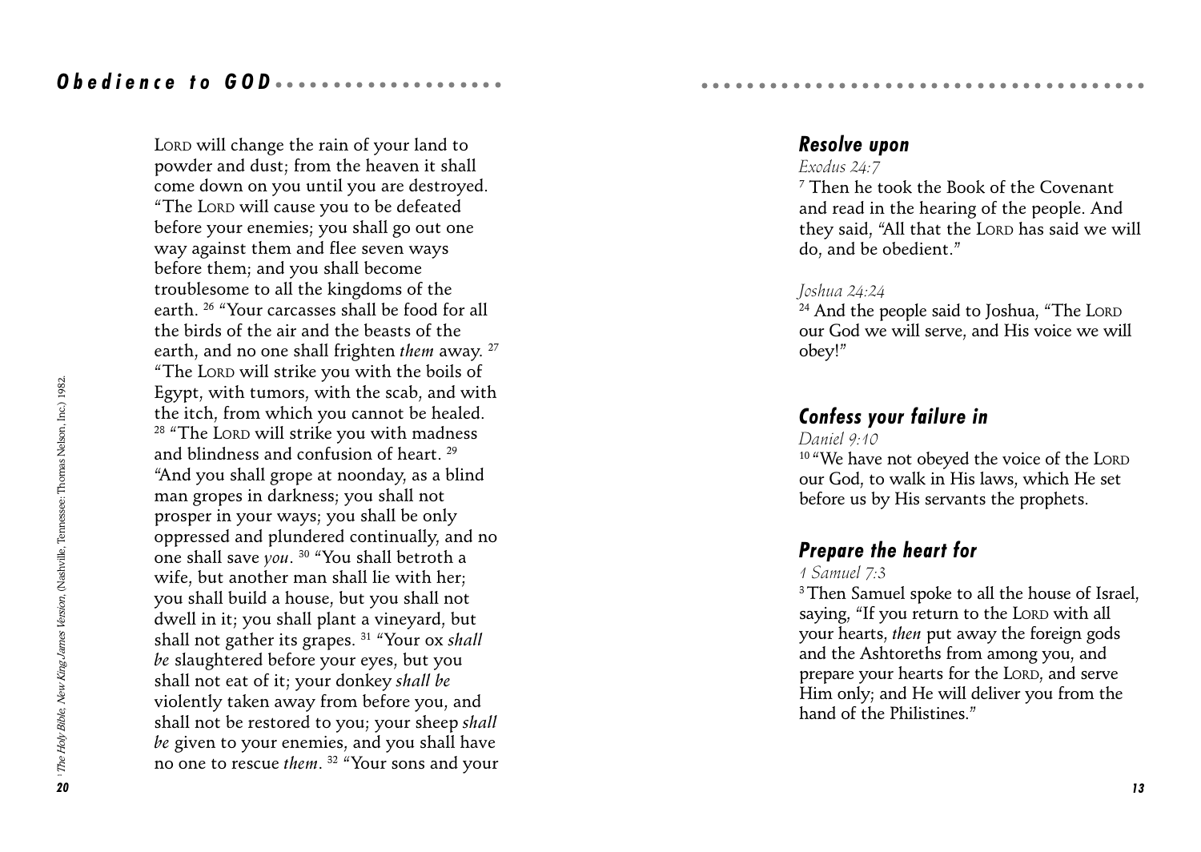LORD will change the rain of your land to powder and dust; from the heaven it shall come down on you until you are destroyed. "The LORD will cause you to be defeated before your enemies; you shall go out one way against them and flee seven ways before them; and you shall become troublesome to all the kingdoms of the earth. [26] "Your carcasses shall be food for all the birds of the air and the beasts of the earth, and no one shall frighten *them* away. [27] "The LORD will strike you with the boils of Egypt, with tumors, with the scab, and with the itch, from which you cannot be healed. [28] "The LORD will strike you with madness and blindness and confusion of heart. [29] "And you shall grope at noonday, as a blind man gropes in darkness; you shall not prosper in your ways; you shall be only oppressed and plundered continually, and no one shall save *you*. [30] "You shall betroth a wife, but another man shall lie with her; you shall build a house, but you shall not dwell in it; you shall plant a vineyard, but shall not gather its grapes. [31] "Your ox *shall be* slaughtered before your eyes, but you shall not eat of it; your donkey *shall be* violently taken away from before you, and shall not be restored to you; your sheep *shall be* given to your enemies, and you shall have no one to rescue *them*. [32] "Your sons and your

[1] *The Holy Bible, New King James Version*, (Nashville, Tennessee: Thomas Nelson, Inc.) 1982.

## Resolve upon

*Exodus 24:7*

[7] Then he took the Book of the Covenant and read in the hearing of the people. And they said, "All that the LORD has said we will do, and be obedient."

*Joshua 24:24*

[24] And the people said to Joshua, "The LORD our God we will serve, and His voice we will obey!"

## Confess your failure in

*Daniel 9:10*

[10] "We have not obeyed the voice of the LORD our God, to walk in His laws, which He set before us by His servants the prophets.

## Prepare the heart for

*1 Samuel 7:3*

[3] Then Samuel spoke to all the house of Israel, saying, "If you return to the LORD with all your hearts, *then* put away the foreign gods and the Ashtoreths from among you, and prepare your hearts for the LORD, and serve Him only; and He will deliver you from the hand of the Philistines."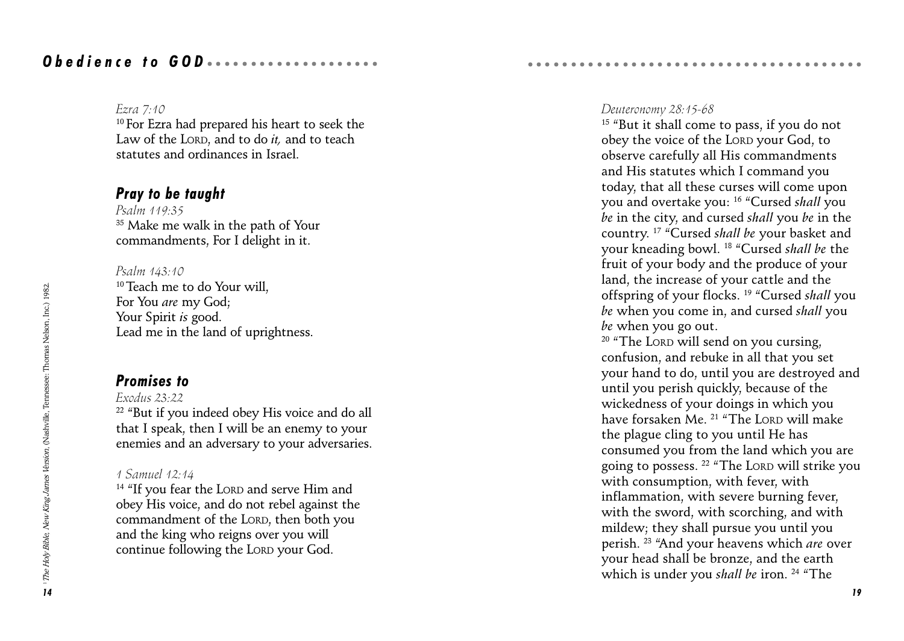*Ezra 7:10*
[10] For Ezra had prepared his heart to seek the Law of the LORD, and to do *it,* and to teach statutes and ordinances in Israel.

## Pray to be taught

*Psalm 119:35*
[35] Make me walk in the path of Your commandments, For I delight in it.

*Psalm 143:10*
[10] Teach me to do Your will,
For You *are* my God;
Your Spirit *is* good.
Lead me in the land of uprightness.

## Promises to

*Exodus 23:22*
[22] "But if you indeed obey His voice and do all that I speak, then I will be an enemy to your enemies and an adversary to your adversaries.

*1 Samuel 12:14*
[14] "If you fear the LORD and serve Him and obey His voice, and do not rebel against the commandment of the LORD, then both you and the king who reigns over you will continue following the LORD your God.

*Deuteronomy 28:15-68*
[15] "But it shall come to pass, if you do not obey the voice of the LORD your God, to observe carefully all His commandments and His statutes which I command you today, that all these curses will come upon you and overtake you: [16] "Cursed *shall* you *be* in the city, and cursed *shall* you *be* in the country. [17] "Cursed *shall be* your basket and your kneading bowl. [18] "Cursed *shall be* the fruit of your body and the produce of your land, the increase of your cattle and the offspring of your flocks. [19] "Cursed *shall* you *be* when you come in, and cursed *shall* you *be* when you go out.
[20] "The LORD will send on you cursing, confusion, and rebuke in all that you set your hand to do, until you are destroyed and until you perish quickly, because of the wickedness of your doings in which you have forsaken Me. [21] "The LORD will make the plague cling to you until He has consumed you from the land which you are going to possess. [22] "The LORD will strike you with consumption, with fever, with inflammation, with severe burning fever, with the sword, with scorching, and with mildew; they shall pursue you until you perish. [23] "And your heavens which *are* over your head shall be bronze, and the earth which is under you *shall be* iron. [24] "The

[1] *The Holy Bible, New King James Version*, (Nashville, Tennessee: Thomas Nelson, Inc.) 1982.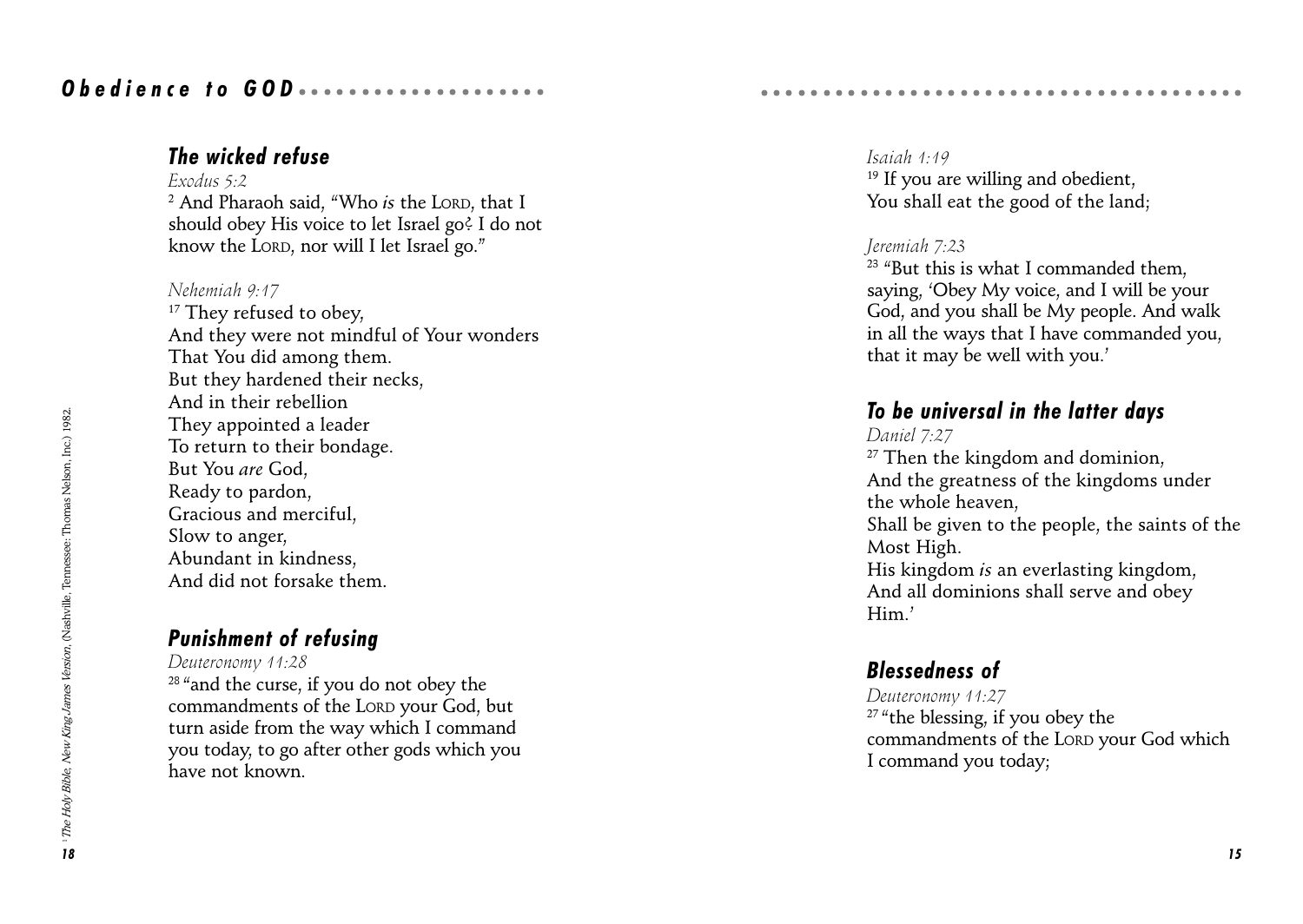### The wicked refuse

*Exodus 5:2*

[2] And Pharaoh said, "Who *is* the LORD, that I should obey His voice to let Israel go? I do not know the LORD, nor will I let Israel go."

*Nehemiah 9:17*

[17] They refused to obey,
And they were not mindful of Your wonders
That You did among them.
But they hardened their necks,
And in their rebellion
They appointed a leader
To return to their bondage.
But You *are* God,
Ready to pardon,
Gracious and merciful,
Slow to anger,
Abundant in kindness,
And did not forsake them.

### Punishment of refusing

*Deuteronomy 11:28*

[28] "and the curse, if you do not obey the commandments of the LORD your God, but turn aside from the way which I command you today, to go after other gods which you have not known.

*Isaiah 1:19*

[19] If you are willing and obedient,
You shall eat the good of the land;

*Jeremiah 7:23*

[23] "But this is what I commanded them, saying, 'Obey My voice, and I will be your God, and you shall be My people. And walk in all the ways that I have commanded you, that it may be well with you.'

### To be universal in the latter days

*Daniel 7:27*

[27] Then the kingdom and dominion,
And the greatness of the kingdoms under the whole heaven,
Shall be given to the people, the saints of the Most High.
His kingdom *is* an everlasting kingdom,
And all dominions shall serve and obey Him.'

### Blessedness of

*Deuteronomy 11:27*

[27] "the blessing, if you obey the commandments of the LORD your God which I command you today;

[1] *The Holy Bible, New King James Version*, (Nashville, Tennessee: Thomas Nelson, Inc.) 1982.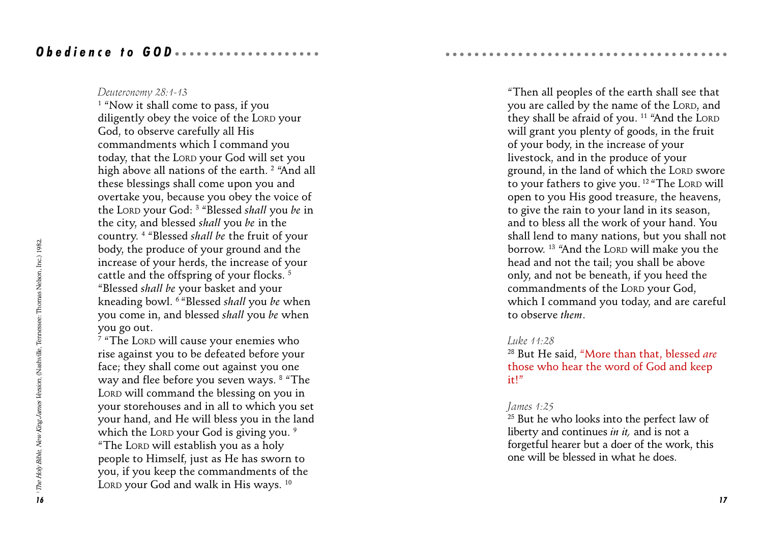*Deuteronomy 28:1-13*

[1] "Now it shall come to pass, if you diligently obey the voice of the LORD your God, to observe carefully all His commandments which I command you today, that the LORD your God will set you high above all nations of the earth. [2] "And all these blessings shall come upon you and overtake you, because you obey the voice of the LORD your God: [3] "Blessed *shall* you *be* in the city, and blessed *shall* you *be* in the country. [4] "Blessed *shall be* the fruit of your body, the produce of your ground and the increase of your herds, the increase of your cattle and the offspring of your flocks. [5] "Blessed *shall be* your basket and your kneading bowl. [6] "Blessed *shall* you *be* when you come in, and blessed *shall* you *be* when you go out.

[7] "The LORD will cause your enemies who rise against you to be defeated before your face; they shall come out against you one way and flee before you seven ways. [8] "The LORD will command the blessing on you in your storehouses and in all to which you set your hand, and He will bless you in the land which the LORD your God is giving you. [9] "The LORD will establish you as a holy people to Himself, just as He has sworn to you, if you keep the commandments of the LORD your God and walk in His ways. [10] "Then all peoples of the earth shall see that you are called by the name of the LORD, and they shall be afraid of you. [11] "And the LORD will grant you plenty of goods, in the fruit of your body, in the increase of your livestock, and in the produce of your ground, in the land of which the LORD swore to your fathers to give you. [12] "The LORD will open to you His good treasure, the heavens, to give the rain to your land in its season, and to bless all the work of your hand. You shall lend to many nations, but you shall not borrow. [13] "And the LORD will make you the head and not the tail; you shall be above only, and not be beneath, if you heed the commandments of the LORD your God, which I command you today, and are careful to observe *them*.

*Luke 11:28*

[28] But He said, "More than that, blessed *are* those who hear the word of God and keep it!"

*James 1:25*

[25] But he who looks into the perfect law of liberty and continues *in it,* and is not a forgetful hearer but a doer of the work, this one will be blessed in what he does.

[1] *The Holy Bible, New King James Version*, (Nashville, Tennessee: Thomas Nelson, Inc.) 1982.